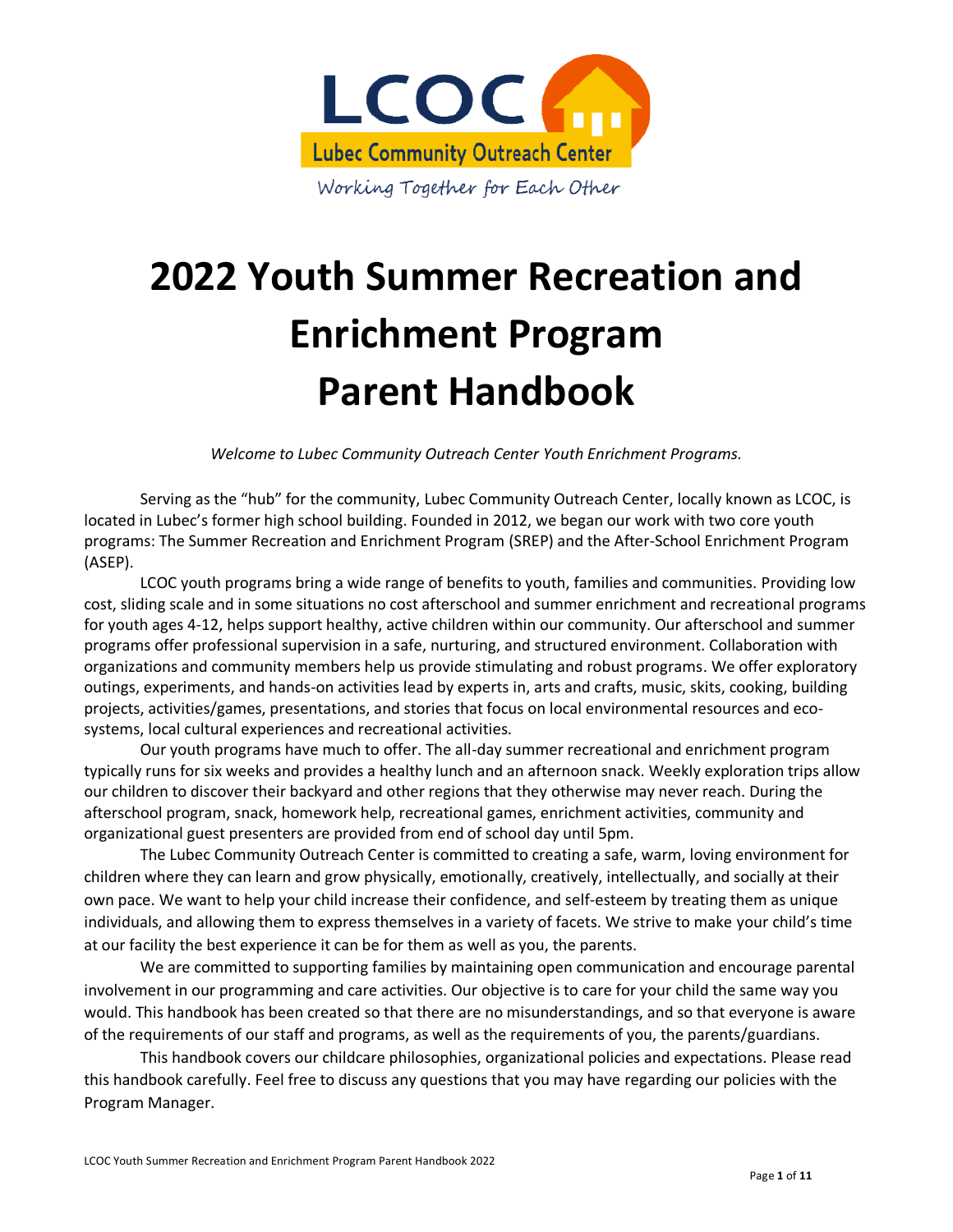LCOC

Lubec Community Outreach Center

Working Together for Each Other

# 2022 Youth Summer Recreation and Enrichment Program Parent Handbook

*Welcome to Lubec Community Outreach Center Youth Enrichment Programs.*

Serving as the "hub" for the community, Lubec Community Outreach Center, locally known as LCOC, is located in Lubec's former high school building. Founded in 2012, we began our work with two core youth programs: The Summer Recreation and Enrichment Program (SREP) and the After-School Enrichment Program (ASEP).

LCOC youth programs bring a wide range of benefits to youth, families and communities. Providing low cost, sliding scale and in some situations no cost afterschool and summer enrichment and recreational programs for youth ages 4-12, helps support healthy, active children within our community. Our afterschool and summer programs offer professional supervision in a safe, nurturing, and structured environment. Collaboration with organizations and community members help us provide stimulating and robust programs. We offer exploratory outings, experiments, and hands-on activities lead by experts in, arts and crafts, music, skits, cooking, building projects, activities/games, presentations, and stories that focus on local environmental resources and eco-systems, local cultural experiences and recreational activities.

Our youth programs have much to offer. The all-day summer recreational and enrichment program typically runs for six weeks and provides a healthy lunch and an afternoon snack. Weekly exploration trips allow our children to discover their backyard and other regions that they otherwise may never reach. During the afterschool program, snack, homework help, recreational games, enrichment activities, community and organizational guest presenters are provided from end of school day until 5pm.

The Lubec Community Outreach Center is committed to creating a safe, warm, loving environment for children where they can learn and grow physically, emotionally, creatively, intellectually, and socially at their own pace. We want to help your child increase their confidence, and self-esteem by treating them as unique individuals, and allowing them to express themselves in a variety of facets. We strive to make your child's time at our facility the best experience it can be for them as well as you, the parents.

We are committed to supporting families by maintaining open communication and encourage parental involvement in our programming and care activities. Our objective is to care for your child the same way you would. This handbook has been created so that there are no misunderstandings, and so that everyone is aware of the requirements of our staff and programs, as well as the requirements of you, the parents/guardians.

This handbook covers our childcare philosophies, organizational policies and expectations. Please read this handbook carefully. Feel free to discuss any questions that you may have regarding our policies with the Program Manager.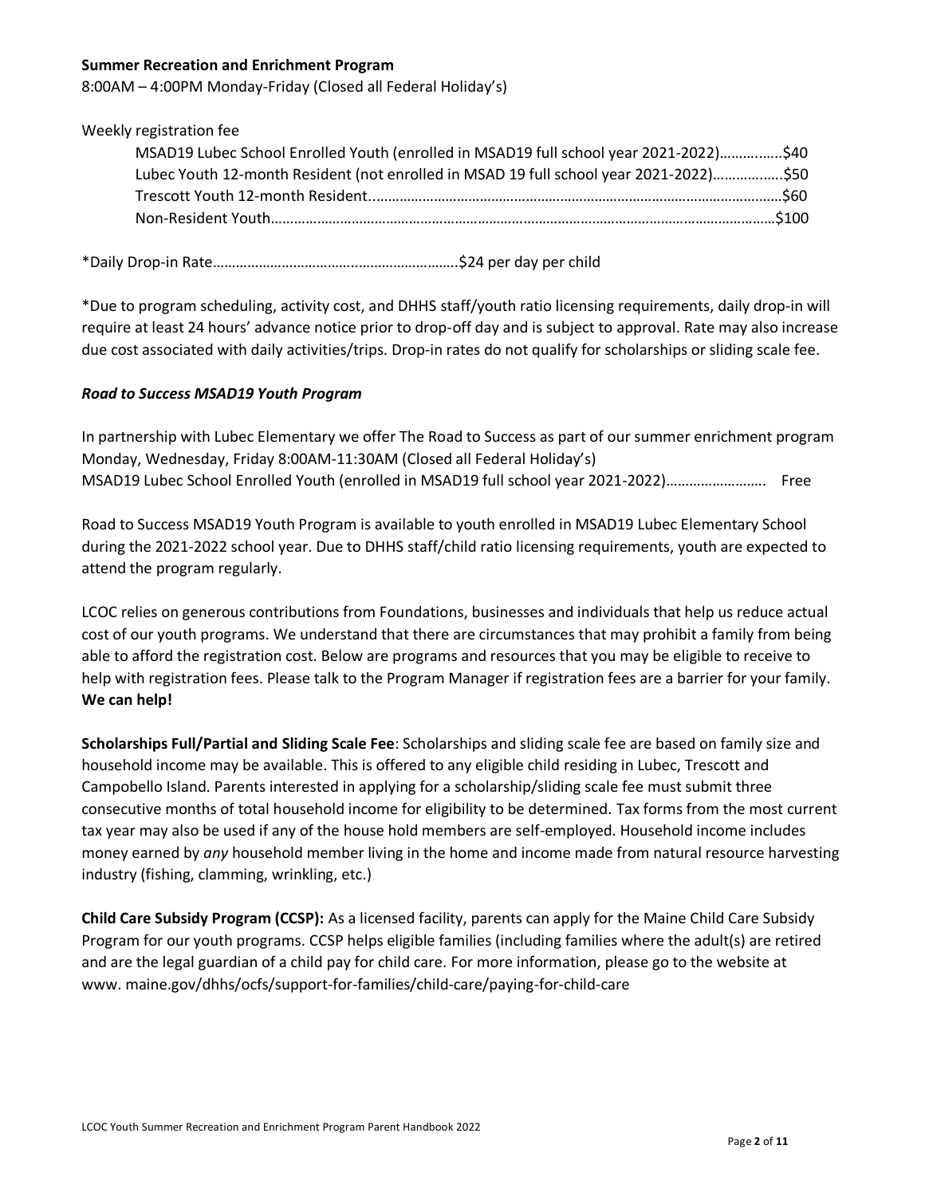**Summer Recreation and Enrichment Program**

8:00AM – 4:00PM Monday-Friday (Closed all Federal Holiday's)

Weekly registration fee

MSAD19 Lubec School Enrolled Youth (enrolled in MSAD19 full school year 2021-2022)……….…..$40
Lubec Youth 12-month Resident (not enrolled in MSAD 19 full school year 2021-2022)……………..$50
Trescott Youth 12-month Resident...………………………………………………………………………………$60
Non-Resident Youth……………………………………………………………………………………………………$100

*Daily Drop-in Rate……………………………..……………………..$24 per day per child

*Due to program scheduling, activity cost, and DHHS staff/youth ratio licensing requirements, daily drop-in will require at least 24 hours' advance notice prior to drop-off day and is subject to approval. Rate may also increase due cost associated with daily activities/trips. Drop-in rates do not qualify for scholarships or sliding scale fee.

***Road to Success MSAD19 Youth Program***

In partnership with Lubec Elementary we offer The Road to Success as part of our summer enrichment program Monday, Wednesday, Friday 8:00AM-11:30AM (Closed all Federal Holiday's)
MSAD19 Lubec School Enrolled Youth (enrolled in MSAD19 full school year 2021-2022)…………………….. Free

Road to Success MSAD19 Youth Program is available to youth enrolled in MSAD19 Lubec Elementary School during the 2021-2022 school year. Due to DHHS staff/child ratio licensing requirements, youth are expected to attend the program regularly.

LCOC relies on generous contributions from Foundations, businesses and individuals that help us reduce actual cost of our youth programs. We understand that there are circumstances that may prohibit a family from being able to afford the registration cost. Below are programs and resources that you may be eligible to receive to help with registration fees. Please talk to the Program Manager if registration fees are a barrier for your family. **We can help!**

**Scholarships Full/Partial and Sliding Scale Fee**: Scholarships and sliding scale fee are based on family size and household income may be available. This is offered to any eligible child residing in Lubec, Trescott and Campobello Island. Parents interested in applying for a scholarship/sliding scale fee must submit three consecutive months of total household income for eligibility to be determined. Tax forms from the most current tax year may also be used if any of the house hold members are self-employed. Household income includes money earned by *any* household member living in the home and income made from natural resource harvesting industry (fishing, clamming, wrinkling, etc.)

**Child Care Subsidy Program (CCSP):** As a licensed facility, parents can apply for the Maine Child Care Subsidy Program for our youth programs. CCSP helps eligible families (including families where the adult(s) are retired and are the legal guardian of a child pay for child care. For more information, please go to the website at www. maine.gov/dhhs/ocfs/support-for-families/child-care/paying-for-child-care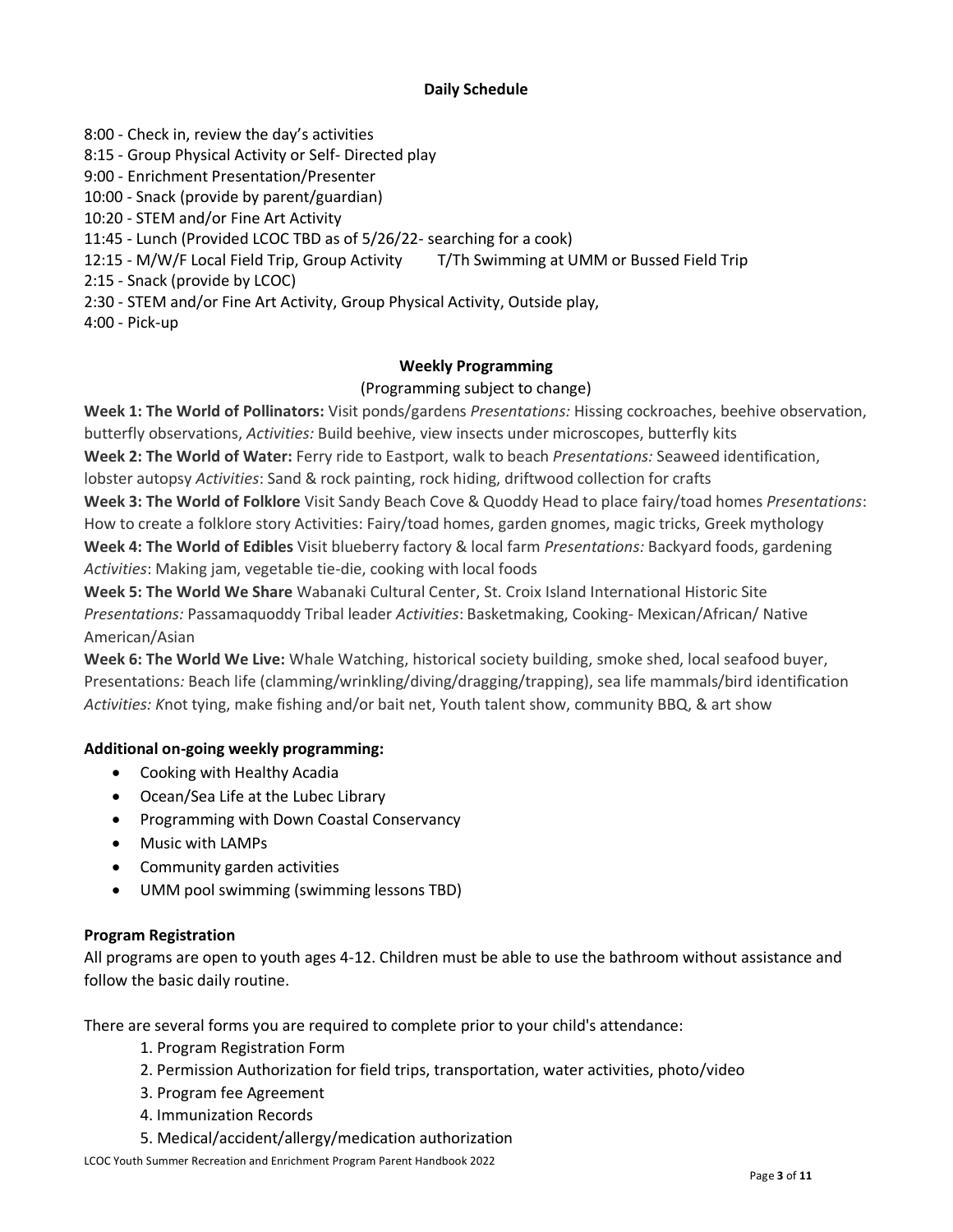## Daily Schedule

8:00 - Check in, review the day's activities
8:15 - Group Physical Activity or Self- Directed play
9:00 - Enrichment Presentation/Presenter
10:00 - Snack (provide by parent/guardian)
10:20 - STEM and/or Fine Art Activity
11:45 - Lunch (Provided LCOC TBD as of 5/26/22- searching for a cook)
12:15 - M/W/F Local Field Trip, Group Activity T/Th Swimming at UMM or Bussed Field Trip
2:15 - Snack (provide by LCOC)
2:30 - STEM and/or Fine Art Activity, Group Physical Activity, Outside play,
4:00 - Pick-up

## Weekly Programming

(Programming subject to change)

**Week 1: The World of Pollinators:** Visit ponds/gardens *Presentations:* Hissing cockroaches, beehive observation, butterfly observations, *Activities:* Build beehive, view insects under microscopes, butterfly kits

**Week 2: The World of Water:** Ferry ride to Eastport, walk to beach *Presentations:* Seaweed identification, lobster autopsy *Activities*: Sand & rock painting, rock hiding, driftwood collection for crafts

**Week 3: The World of Folklore** Visit Sandy Beach Cove & Quoddy Head to place fairy/toad homes *Presentations*: How to create a folklore story Activities: Fairy/toad homes, garden gnomes, magic tricks, Greek mythology

**Week 4: The World of Edibles** Visit blueberry factory & local farm *Presentations:* Backyard foods, gardening *Activities*: Making jam, vegetable tie-die, cooking with local foods

**Week 5: The World We Share** Wabanaki Cultural Center, St. Croix Island International Historic Site *Presentations:* Passamaquoddy Tribal leader *Activities*: Basketmaking, Cooking- Mexican/African/ Native American/Asian

**Week 6: The World We Live:** Whale Watching, historical society building, smoke shed, local seafood buyer, Presentations*:* Beach life (clamming/wrinkling/diving/dragging/trapping), sea life mammals/bird identification *Activities: K*not tying, make fishing and/or bait net, Youth talent show, community BBQ, & art show

**Additional on-going weekly programming:**

- Cooking with Healthy Acadia
- Ocean/Sea Life at the Lubec Library
- Programming with Down Coastal Conservancy
- Music with LAMPs
- Community garden activities
- UMM pool swimming (swimming lessons TBD)

**Program Registration**

All programs are open to youth ages 4-12. Children must be able to use the bathroom without assistance and follow the basic daily routine.

There are several forms you are required to complete prior to your child's attendance:

1. Program Registration Form
2. Permission Authorization for field trips, transportation, water activities, photo/video
3. Program fee Agreement
4. Immunization Records
5. Medical/accident/allergy/medication authorization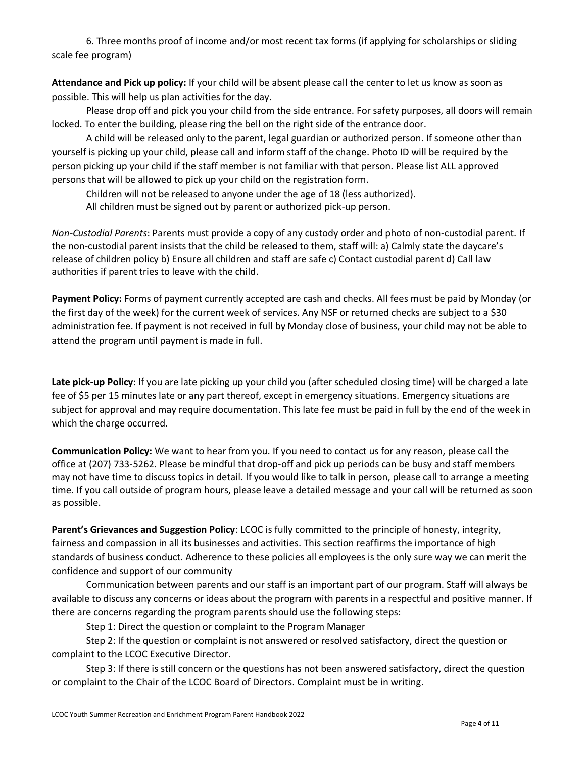6. Three months proof of income and/or most recent tax forms (if applying for scholarships or sliding scale fee program)

**Attendance and Pick up policy:** If your child will be absent please call the center to let us know as soon as possible. This will help us plan activities for the day.

Please drop off and pick you your child from the side entrance. For safety purposes, all doors will remain locked. To enter the building, please ring the bell on the right side of the entrance door.

A child will be released only to the parent, legal guardian or authorized person. If someone other than yourself is picking up your child, please call and inform staff of the change. Photo ID will be required by the person picking up your child if the staff member is not familiar with that person. Please list ALL approved persons that will be allowed to pick up your child on the registration form.

Children will not be released to anyone under the age of 18 (less authorized).

All children must be signed out by parent or authorized pick-up person.

*Non-Custodial Parents*: Parents must provide a copy of any custody order and photo of non-custodial parent. If the non-custodial parent insists that the child be released to them, staff will: a) Calmly state the daycare's release of children policy b) Ensure all children and staff are safe c) Contact custodial parent d) Call law authorities if parent tries to leave with the child.

**Payment Policy:** Forms of payment currently accepted are cash and checks. All fees must be paid by Monday (or the first day of the week) for the current week of services. Any NSF or returned checks are subject to a $30 administration fee. If payment is not received in full by Monday close of business, your child may not be able to attend the program until payment is made in full.

**Late pick-up Policy**: If you are late picking up your child you (after scheduled closing time) will be charged a late fee of $5 per 15 minutes late or any part thereof, except in emergency situations. Emergency situations are subject for approval and may require documentation. This late fee must be paid in full by the end of the week in which the charge occurred.

**Communication Policy:** We want to hear from you. If you need to contact us for any reason, please call the office at (207) 733-5262. Please be mindful that drop-off and pick up periods can be busy and staff members may not have time to discuss topics in detail. If you would like to talk in person, please call to arrange a meeting time. If you call outside of program hours, please leave a detailed message and your call will be returned as soon as possible.

**Parent's Grievances and Suggestion Policy**: LCOC is fully committed to the principle of honesty, integrity, fairness and compassion in all its businesses and activities. This section reaffirms the importance of high standards of business conduct. Adherence to these policies all employees is the only sure way we can merit the confidence and support of our community

Communication between parents and our staff is an important part of our program. Staff will always be available to discuss any concerns or ideas about the program with parents in a respectful and positive manner. If there are concerns regarding the program parents should use the following steps:

Step 1: Direct the question or complaint to the Program Manager

Step 2: If the question or complaint is not answered or resolved satisfactory, direct the question or complaint to the LCOC Executive Director.

Step 3: If there is still concern or the questions has not been answered satisfactory, direct the question or complaint to the Chair of the LCOC Board of Directors. Complaint must be in writing.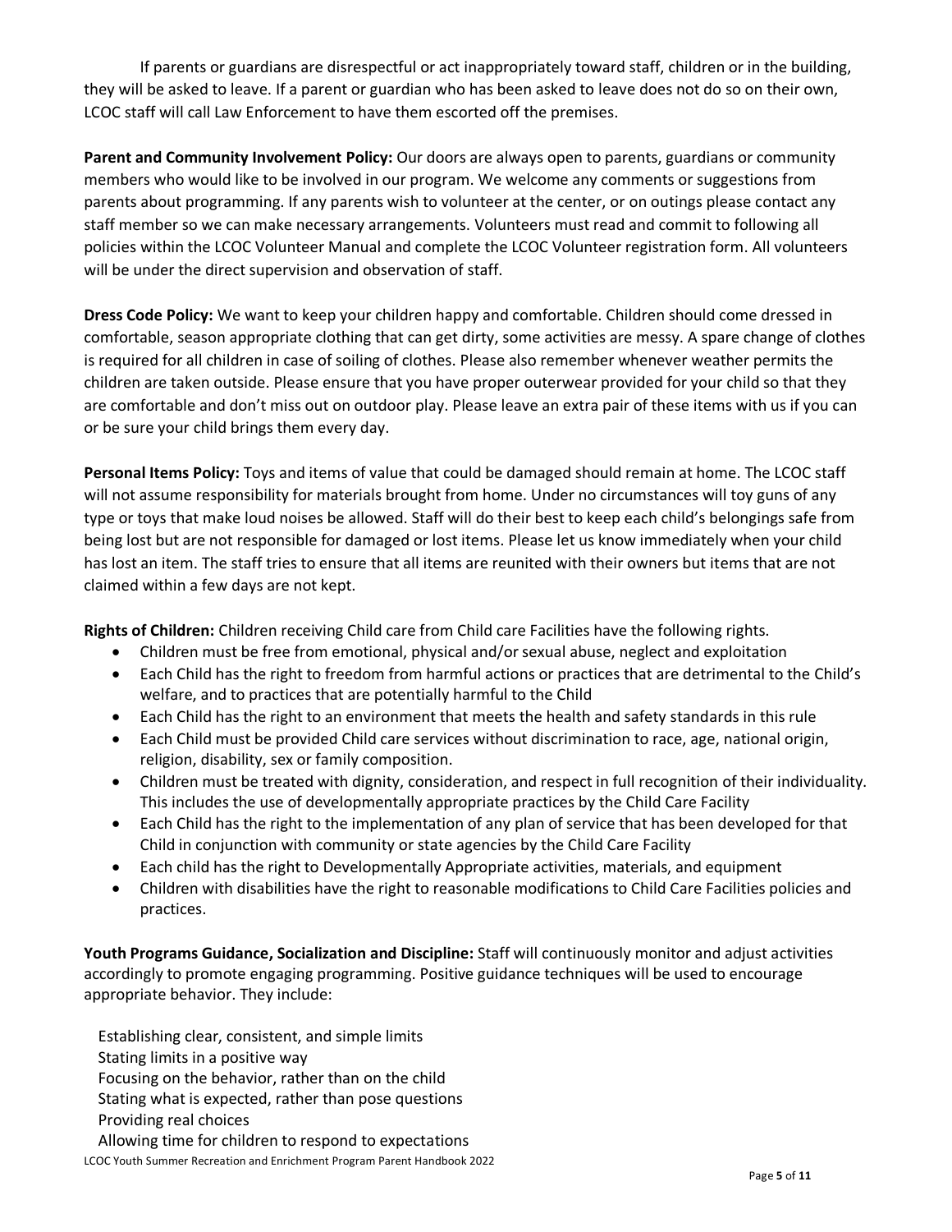If parents or guardians are disrespectful or act inappropriately toward staff, children or in the building, they will be asked to leave. If a parent or guardian who has been asked to leave does not do so on their own, LCOC staff will call Law Enforcement to have them escorted off the premises.

**Parent and Community Involvement Policy:** Our doors are always open to parents, guardians or community members who would like to be involved in our program. We welcome any comments or suggestions from parents about programming. If any parents wish to volunteer at the center, or on outings please contact any staff member so we can make necessary arrangements. Volunteers must read and commit to following all policies within the LCOC Volunteer Manual and complete the LCOC Volunteer registration form. All volunteers will be under the direct supervision and observation of staff.

**Dress Code Policy:** We want to keep your children happy and comfortable. Children should come dressed in comfortable, season appropriate clothing that can get dirty, some activities are messy. A spare change of clothes is required for all children in case of soiling of clothes. Please also remember whenever weather permits the children are taken outside. Please ensure that you have proper outerwear provided for your child so that they are comfortable and don't miss out on outdoor play. Please leave an extra pair of these items with us if you can or be sure your child brings them every day.

**Personal Items Policy:** Toys and items of value that could be damaged should remain at home. The LCOC staff will not assume responsibility for materials brought from home. Under no circumstances will toy guns of any type or toys that make loud noises be allowed. Staff will do their best to keep each child's belongings safe from being lost but are not responsible for damaged or lost items. Please let us know immediately when your child has lost an item. The staff tries to ensure that all items are reunited with their owners but items that are not claimed within a few days are not kept.

**Rights of Children:** Children receiving Child care from Child care Facilities have the following rights.

- Children must be free from emotional, physical and/or sexual abuse, neglect and exploitation
- Each Child has the right to freedom from harmful actions or practices that are detrimental to the Child's welfare, and to practices that are potentially harmful to the Child
- Each Child has the right to an environment that meets the health and safety standards in this rule
- Each Child must be provided Child care services without discrimination to race, age, national origin, religion, disability, sex or family composition.
- Children must be treated with dignity, consideration, and respect in full recognition of their individuality. This includes the use of developmentally appropriate practices by the Child Care Facility
- Each Child has the right to the implementation of any plan of service that has been developed for that Child in conjunction with community or state agencies by the Child Care Facility
- Each child has the right to Developmentally Appropriate activities, materials, and equipment
- Children with disabilities have the right to reasonable modifications to Child Care Facilities policies and practices.

**Youth Programs Guidance, Socialization and Discipline:** Staff will continuously monitor and adjust activities accordingly to promote engaging programming. Positive guidance techniques will be used to encourage appropriate behavior. They include:

Establishing clear, consistent, and simple limits
Stating limits in a positive way
Focusing on the behavior, rather than on the child
Stating what is expected, rather than pose questions
Providing real choices
Allowing time for children to respond to expectations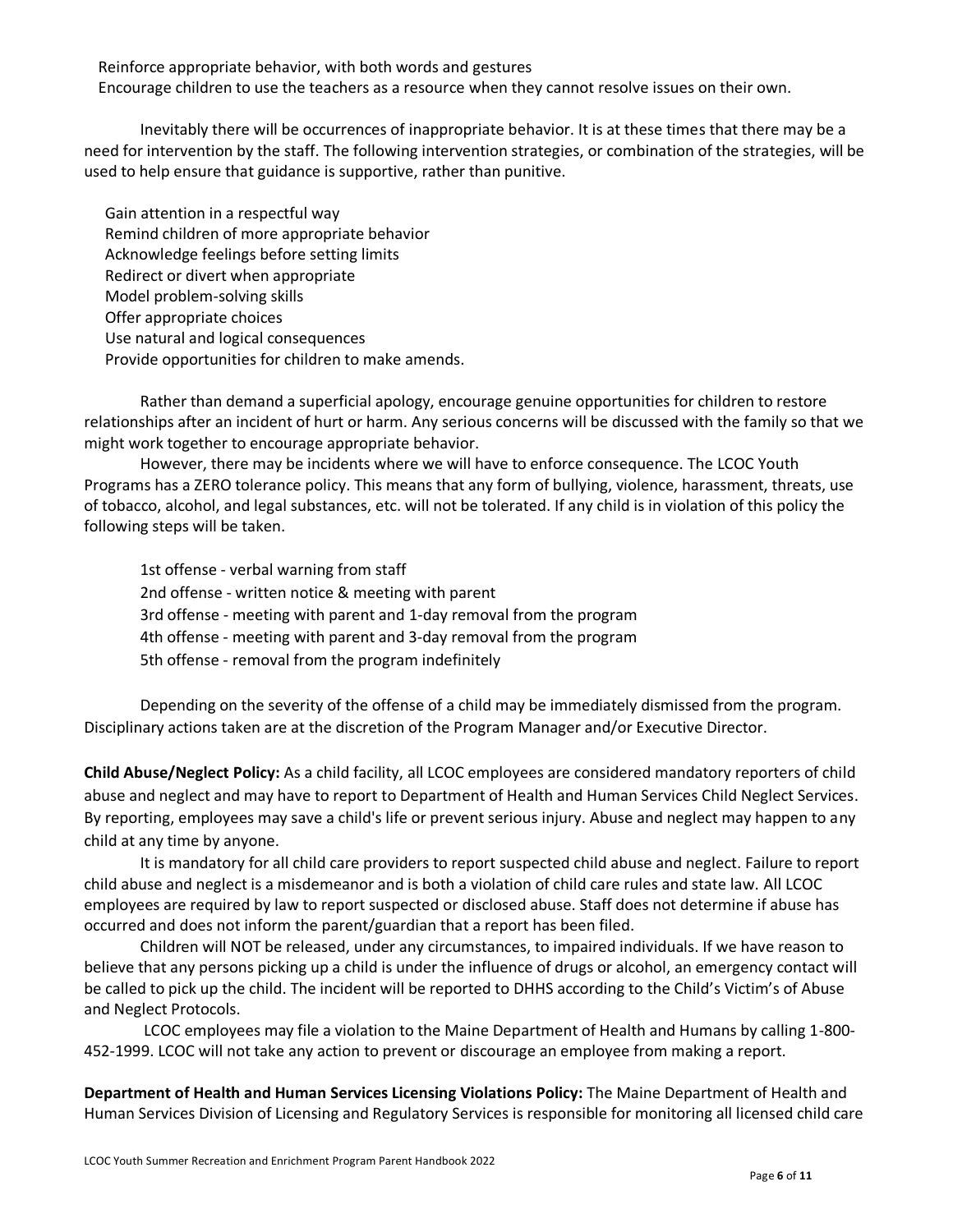- Reinforce appropriate behavior, with both words and gestures
- Encourage children to use the teachers as a resource when they cannot resolve issues on their own.

Inevitably there will be occurrences of inappropriate behavior. It is at these times that there may be a need for intervention by the staff. The following intervention strategies, or combination of the strategies, will be used to help ensure that guidance is supportive, rather than punitive.

- Gain attention in a respectful way
- Remind children of more appropriate behavior
- Acknowledge feelings before setting limits
- Redirect or divert when appropriate
- Model problem-solving skills
- Offer appropriate choices
- Use natural and logical consequences
- Provide opportunities for children to make amends.

Rather than demand a superficial apology, encourage genuine opportunities for children to restore relationships after an incident of hurt or harm. Any serious concerns will be discussed with the family so that we might work together to encourage appropriate behavior.

However, there may be incidents where we will have to enforce consequence. The LCOC Youth Programs has a ZERO tolerance policy. This means that any form of bullying, violence, harassment, threats, use of tobacco, alcohol, and legal substances, etc. will not be tolerated. If any child is in violation of this policy the following steps will be taken.

1st offense - verbal warning from staff
2nd offense - written notice & meeting with parent
3rd offense - meeting with parent and 1-day removal from the program
4th offense - meeting with parent and 3-day removal from the program
5th offense - removal from the program indefinitely

Depending on the severity of the offense of a child may be immediately dismissed from the program. Disciplinary actions taken are at the discretion of the Program Manager and/or Executive Director.

**Child Abuse/Neglect Policy:** As a child facility, all LCOC employees are considered mandatory reporters of child abuse and neglect and may have to report to Department of Health and Human Services Child Neglect Services. By reporting, employees may save a child's life or prevent serious injury. Abuse and neglect may happen to any child at any time by anyone.

It is mandatory for all child care providers to report suspected child abuse and neglect. Failure to report child abuse and neglect is a misdemeanor and is both a violation of child care rules and state law. All LCOC employees are required by law to report suspected or disclosed abuse. Staff does not determine if abuse has occurred and does not inform the parent/guardian that a report has been filed.

Children will NOT be released, under any circumstances, to impaired individuals. If we have reason to believe that any persons picking up a child is under the influence of drugs or alcohol, an emergency contact will be called to pick up the child. The incident will be reported to DHHS according to the Child's Victim's of Abuse and Neglect Protocols.

LCOC employees may file a violation to the Maine Department of Health and Humans by calling 1-800-452-1999. LCOC will not take any action to prevent or discourage an employee from making a report.

**Department of Health and Human Services Licensing Violations Policy:** The Maine Department of Health and Human Services Division of Licensing and Regulatory Services is responsible for monitoring all licensed child care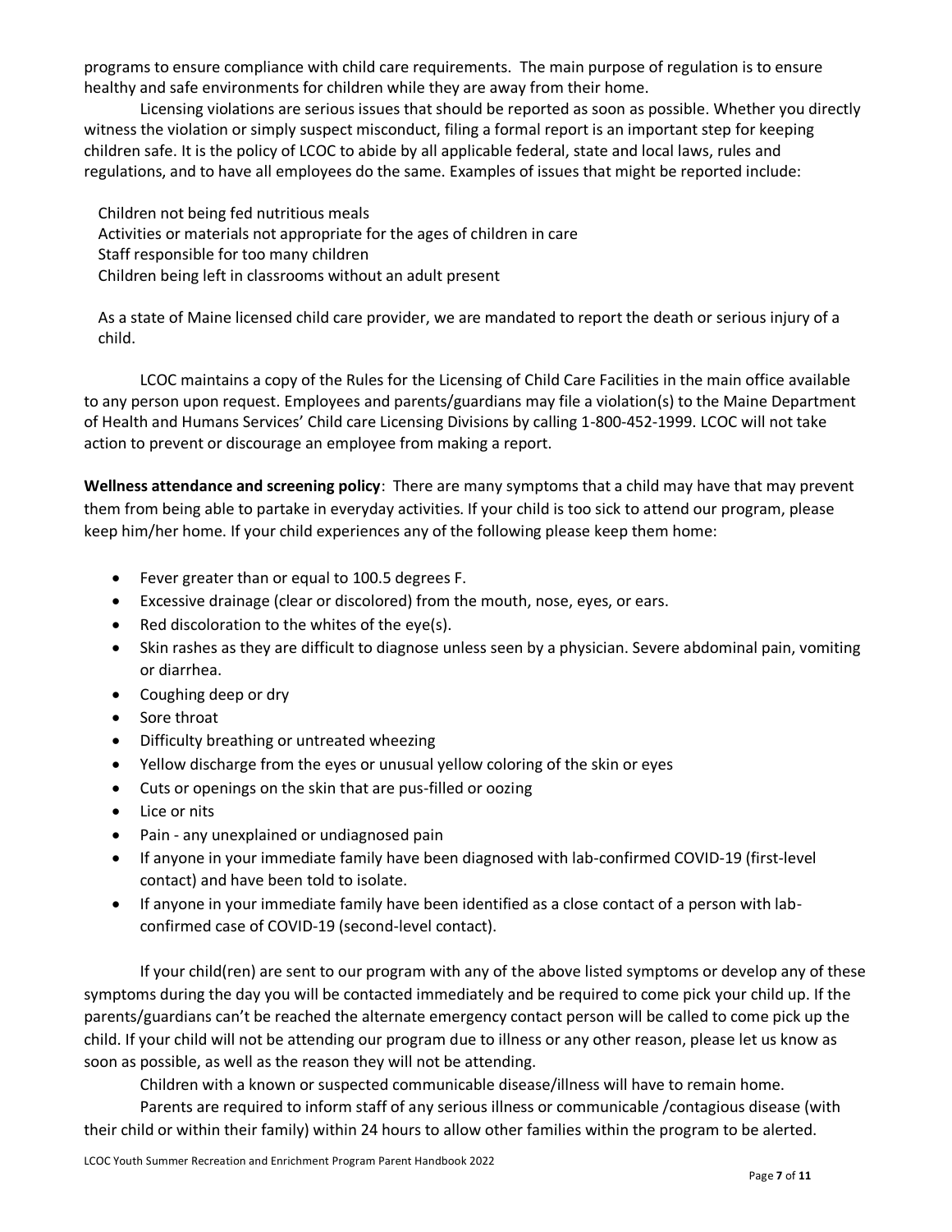programs to ensure compliance with child care requirements. The main purpose of regulation is to ensure healthy and safe environments for children while they are away from their home.

Licensing violations are serious issues that should be reported as soon as possible. Whether you directly witness the violation or simply suspect misconduct, filing a formal report is an important step for keeping children safe. It is the policy of LCOC to abide by all applicable federal, state and local laws, rules and regulations, and to have all employees do the same. Examples of issues that might be reported include:

Children not being fed nutritious meals
Activities or materials not appropriate for the ages of children in care
Staff responsible for too many children
Children being left in classrooms without an adult present

As a state of Maine licensed child care provider, we are mandated to report the death or serious injury of a child.

LCOC maintains a copy of the Rules for the Licensing of Child Care Facilities in the main office available to any person upon request. Employees and parents/guardians may file a violation(s) to the Maine Department of Health and Humans Services' Child care Licensing Divisions by calling 1-800-452-1999. LCOC will not take action to prevent or discourage an employee from making a report.

**Wellness attendance and screening policy**: There are many symptoms that a child may have that may prevent them from being able to partake in everyday activities. If your child is too sick to attend our program, please keep him/her home. If your child experiences any of the following please keep them home:

- Fever greater than or equal to 100.5 degrees F.
- Excessive drainage (clear or discolored) from the mouth, nose, eyes, or ears.
- Red discoloration to the whites of the eye(s).
- Skin rashes as they are difficult to diagnose unless seen by a physician. Severe abdominal pain, vomiting or diarrhea.
- Coughing deep or dry
- Sore throat
- Difficulty breathing or untreated wheezing
- Yellow discharge from the eyes or unusual yellow coloring of the skin or eyes
- Cuts or openings on the skin that are pus-filled or oozing
- Lice or nits
- Pain - any unexplained or undiagnosed pain
- If anyone in your immediate family have been diagnosed with lab-confirmed COVID-19 (first-level contact) and have been told to isolate.
- If anyone in your immediate family have been identified as a close contact of a person with lab-confirmed case of COVID-19 (second-level contact).

If your child(ren) are sent to our program with any of the above listed symptoms or develop any of these symptoms during the day you will be contacted immediately and be required to come pick your child up. If the parents/guardians can't be reached the alternate emergency contact person will be called to come pick up the child. If your child will not be attending our program due to illness or any other reason, please let us know as soon as possible, as well as the reason they will not be attending.

Children with a known or suspected communicable disease/illness will have to remain home.

Parents are required to inform staff of any serious illness or communicable /contagious disease (with their child or within their family) within 24 hours to allow other families within the program to be alerted.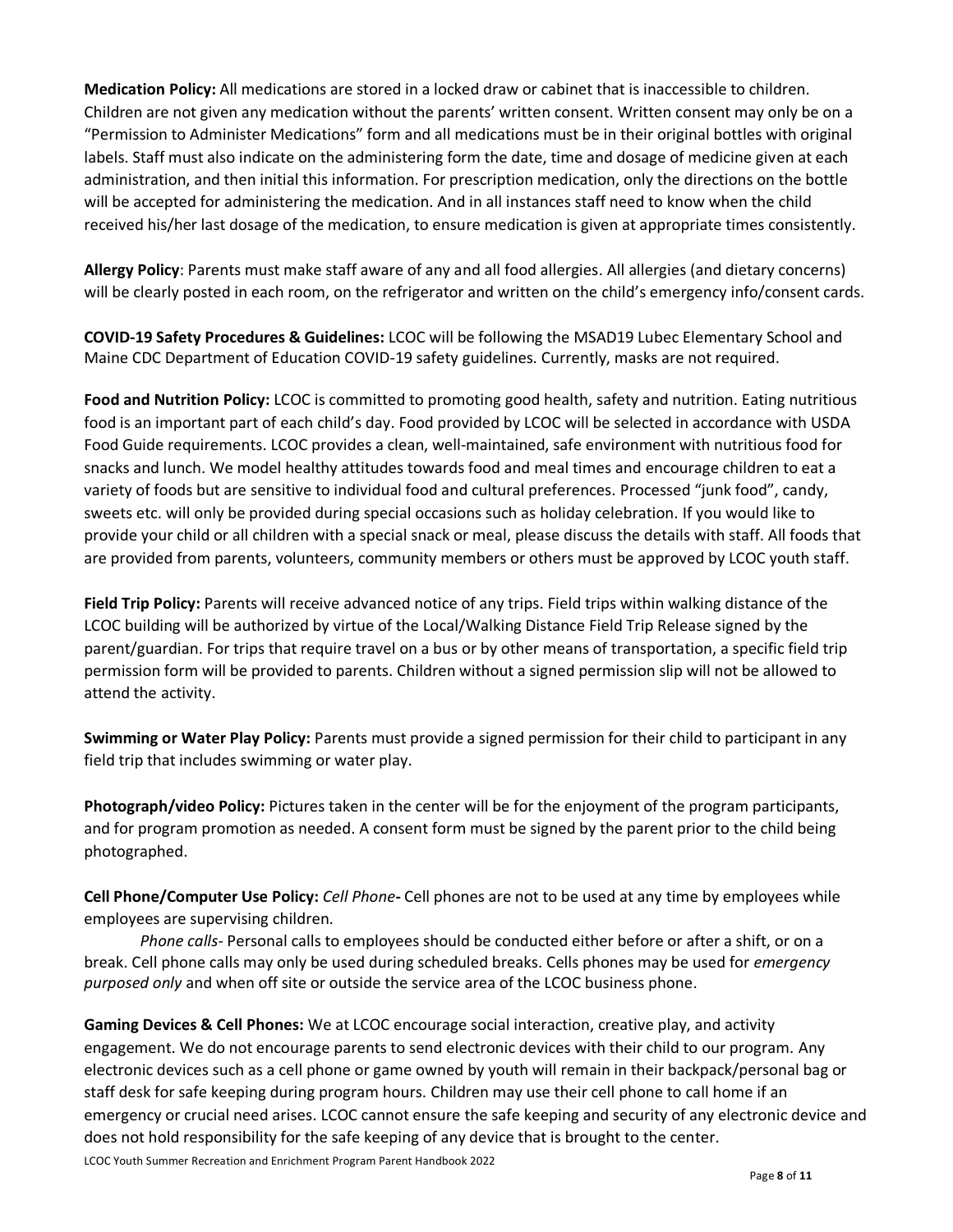**Medication Policy:** All medications are stored in a locked draw or cabinet that is inaccessible to children. Children are not given any medication without the parents' written consent. Written consent may only be on a "Permission to Administer Medications" form and all medications must be in their original bottles with original labels. Staff must also indicate on the administering form the date, time and dosage of medicine given at each administration, and then initial this information. For prescription medication, only the directions on the bottle will be accepted for administering the medication. And in all instances staff need to know when the child received his/her last dosage of the medication, to ensure medication is given at appropriate times consistently.

**Allergy Policy**: Parents must make staff aware of any and all food allergies. All allergies (and dietary concerns) will be clearly posted in each room, on the refrigerator and written on the child's emergency info/consent cards.

**COVID-19 Safety Procedures & Guidelines:** LCOC will be following the MSAD19 Lubec Elementary School and Maine CDC Department of Education COVID-19 safety guidelines. Currently, masks are not required.

**Food and Nutrition Policy:** LCOC is committed to promoting good health, safety and nutrition. Eating nutritious food is an important part of each child's day. Food provided by LCOC will be selected in accordance with USDA Food Guide requirements. LCOC provides a clean, well-maintained, safe environment with nutritious food for snacks and lunch. We model healthy attitudes towards food and meal times and encourage children to eat a variety of foods but are sensitive to individual food and cultural preferences. Processed "junk food", candy, sweets etc. will only be provided during special occasions such as holiday celebration. If you would like to provide your child or all children with a special snack or meal, please discuss the details with staff. All foods that are provided from parents, volunteers, community members or others must be approved by LCOC youth staff.

**Field Trip Policy:** Parents will receive advanced notice of any trips. Field trips within walking distance of the LCOC building will be authorized by virtue of the Local/Walking Distance Field Trip Release signed by the parent/guardian. For trips that require travel on a bus or by other means of transportation, a specific field trip permission form will be provided to parents. Children without a signed permission slip will not be allowed to attend the activity.

**Swimming or Water Play Policy:** Parents must provide a signed permission for their child to participant in any field trip that includes swimming or water play.

**Photograph/video Policy:** Pictures taken in the center will be for the enjoyment of the program participants, and for program promotion as needed. A consent form must be signed by the parent prior to the child being photographed.

**Cell Phone/Computer Use Policy:** *Cell Phone*- Cell phones are not to be used at any time by employees while employees are supervising children.

*Phone calls*- Personal calls to employees should be conducted either before or after a shift, or on a break. Cell phone calls may only be used during scheduled breaks. Cells phones may be used for *emergency purposed only* and when off site or outside the service area of the LCOC business phone.

**Gaming Devices & Cell Phones:** We at LCOC encourage social interaction, creative play, and activity engagement. We do not encourage parents to send electronic devices with their child to our program. Any electronic devices such as a cell phone or game owned by youth will remain in their backpack/personal bag or staff desk for safe keeping during program hours. Children may use their cell phone to call home if an emergency or crucial need arises. LCOC cannot ensure the safe keeping and security of any electronic device and does not hold responsibility for the safe keeping of any device that is brought to the center.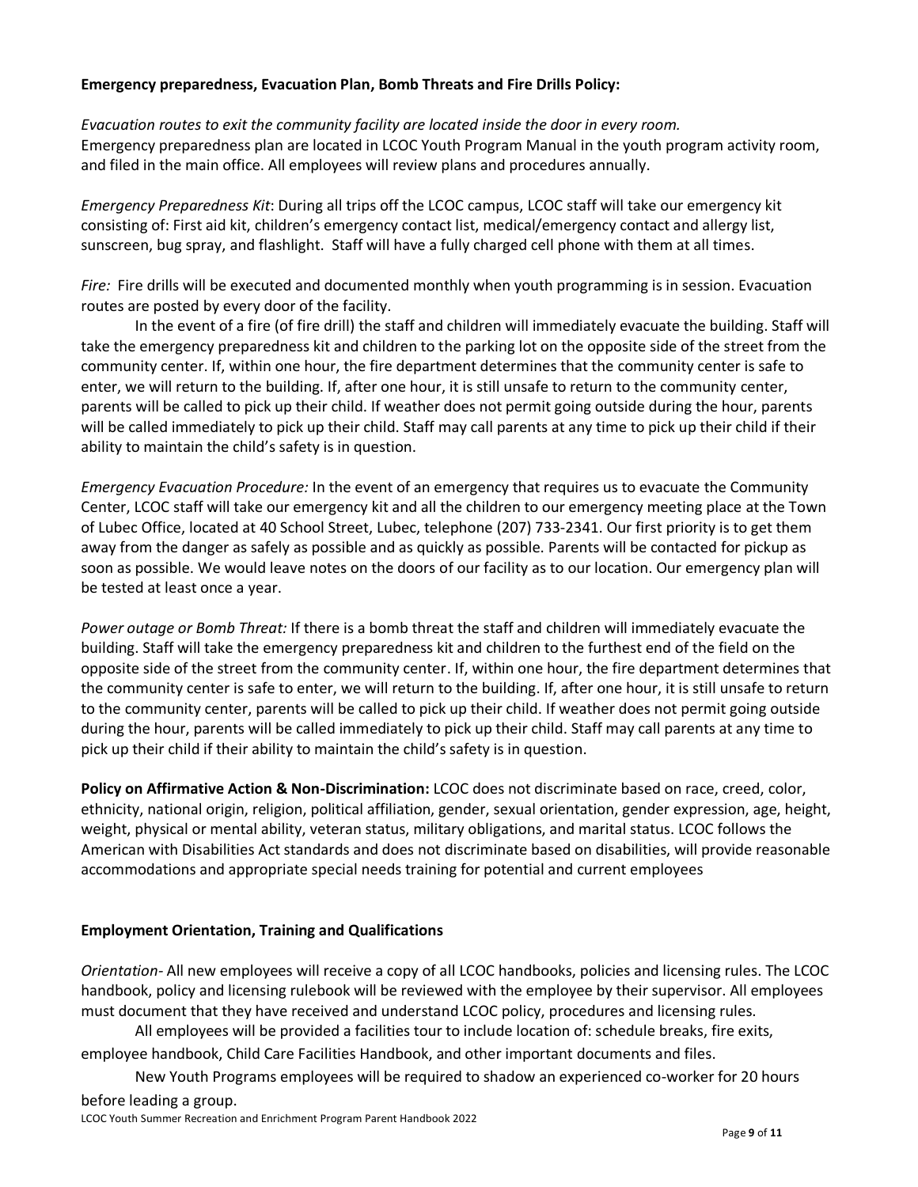**Emergency preparedness, Evacuation Plan, Bomb Threats and Fire Drills Policy:**

*Evacuation routes to exit the community facility are located inside the door in every room.*
Emergency preparedness plan are located in LCOC Youth Program Manual in the youth program activity room, and filed in the main office. All employees will review plans and procedures annually.

*Emergency Preparedness Kit*: During all trips off the LCOC campus, LCOC staff will take our emergency kit consisting of: First aid kit, children's emergency contact list, medical/emergency contact and allergy list, sunscreen, bug spray, and flashlight. Staff will have a fully charged cell phone with them at all times.

*Fire:* Fire drills will be executed and documented monthly when youth programming is in session. Evacuation routes are posted by every door of the facility.

In the event of a fire (of fire drill) the staff and children will immediately evacuate the building. Staff will take the emergency preparedness kit and children to the parking lot on the opposite side of the street from the community center. If, within one hour, the fire department determines that the community center is safe to enter, we will return to the building. If, after one hour, it is still unsafe to return to the community center, parents will be called to pick up their child. If weather does not permit going outside during the hour, parents will be called immediately to pick up their child. Staff may call parents at any time to pick up their child if their ability to maintain the child's safety is in question.

*Emergency Evacuation Procedure:* In the event of an emergency that requires us to evacuate the Community Center, LCOC staff will take our emergency kit and all the children to our emergency meeting place at the Town of Lubec Office, located at 40 School Street, Lubec, telephone (207) 733-2341. Our first priority is to get them away from the danger as safely as possible and as quickly as possible. Parents will be contacted for pickup as soon as possible. We would leave notes on the doors of our facility as to our location. Our emergency plan will be tested at least once a year.

*Power outage or Bomb Threat:* If there is a bomb threat the staff and children will immediately evacuate the building. Staff will take the emergency preparedness kit and children to the furthest end of the field on the opposite side of the street from the community center. If, within one hour, the fire department determines that the community center is safe to enter, we will return to the building. If, after one hour, it is still unsafe to return to the community center, parents will be called to pick up their child. If weather does not permit going outside during the hour, parents will be called immediately to pick up their child. Staff may call parents at any time to pick up their child if their ability to maintain the child's safety is in question.

**Policy on Affirmative Action & Non-Discrimination:** LCOC does not discriminate based on race, creed, color, ethnicity, national origin, religion, political affiliation, gender, sexual orientation, gender expression, age, height, weight, physical or mental ability, veteran status, military obligations, and marital status. LCOC follows the American with Disabilities Act standards and does not discriminate based on disabilities, will provide reasonable accommodations and appropriate special needs training for potential and current employees

**Employment Orientation, Training and Qualifications**

*Orientation*- All new employees will receive a copy of all LCOC handbooks, policies and licensing rules. The LCOC handbook, policy and licensing rulebook will be reviewed with the employee by their supervisor. All employees must document that they have received and understand LCOC policy, procedures and licensing rules.

All employees will be provided a facilities tour to include location of: schedule breaks, fire exits, employee handbook, Child Care Facilities Handbook, and other important documents and files.

New Youth Programs employees will be required to shadow an experienced co-worker for 20 hours before leading a group.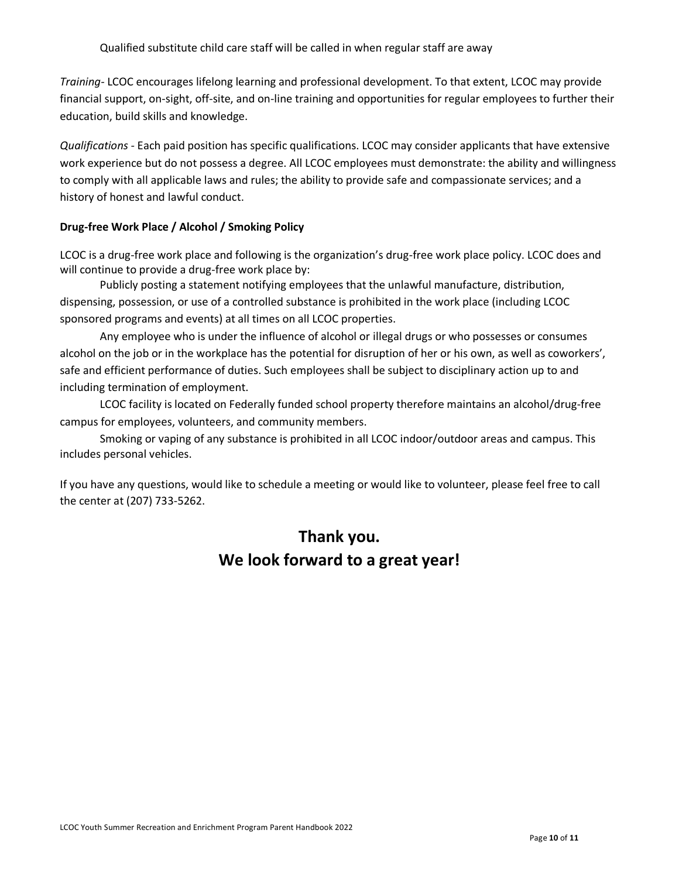Qualified substitute child care staff will be called in when regular staff are away

*Training*- LCOC encourages lifelong learning and professional development. To that extent, LCOC may provide financial support, on-sight, off-site, and on-line training and opportunities for regular employees to further their education, build skills and knowledge.

*Qualifications* - Each paid position has specific qualifications. LCOC may consider applicants that have extensive work experience but do not possess a degree. All LCOC employees must demonstrate: the ability and willingness to comply with all applicable laws and rules; the ability to provide safe and compassionate services; and a history of honest and lawful conduct.

**Drug-free Work Place / Alcohol / Smoking Policy**

LCOC is a drug-free work place and following is the organization's drug-free work place policy. LCOC does and will continue to provide a drug-free work place by:

Publicly posting a statement notifying employees that the unlawful manufacture, distribution, dispensing, possession, or use of a controlled substance is prohibited in the work place (including LCOC sponsored programs and events) at all times on all LCOC properties.

Any employee who is under the influence of alcohol or illegal drugs or who possesses or consumes alcohol on the job or in the workplace has the potential for disruption of her or his own, as well as coworkers', safe and efficient performance of duties. Such employees shall be subject to disciplinary action up to and including termination of employment.

LCOC facility is located on Federally funded school property therefore maintains an alcohol/drug-free campus for employees, volunteers, and community members.

Smoking or vaping of any substance is prohibited in all LCOC indoor/outdoor areas and campus. This includes personal vehicles.

If you have any questions, would like to schedule a meeting or would like to volunteer, please feel free to call the center at (207) 733-5262.

## Thank you.
## We look forward to a great year!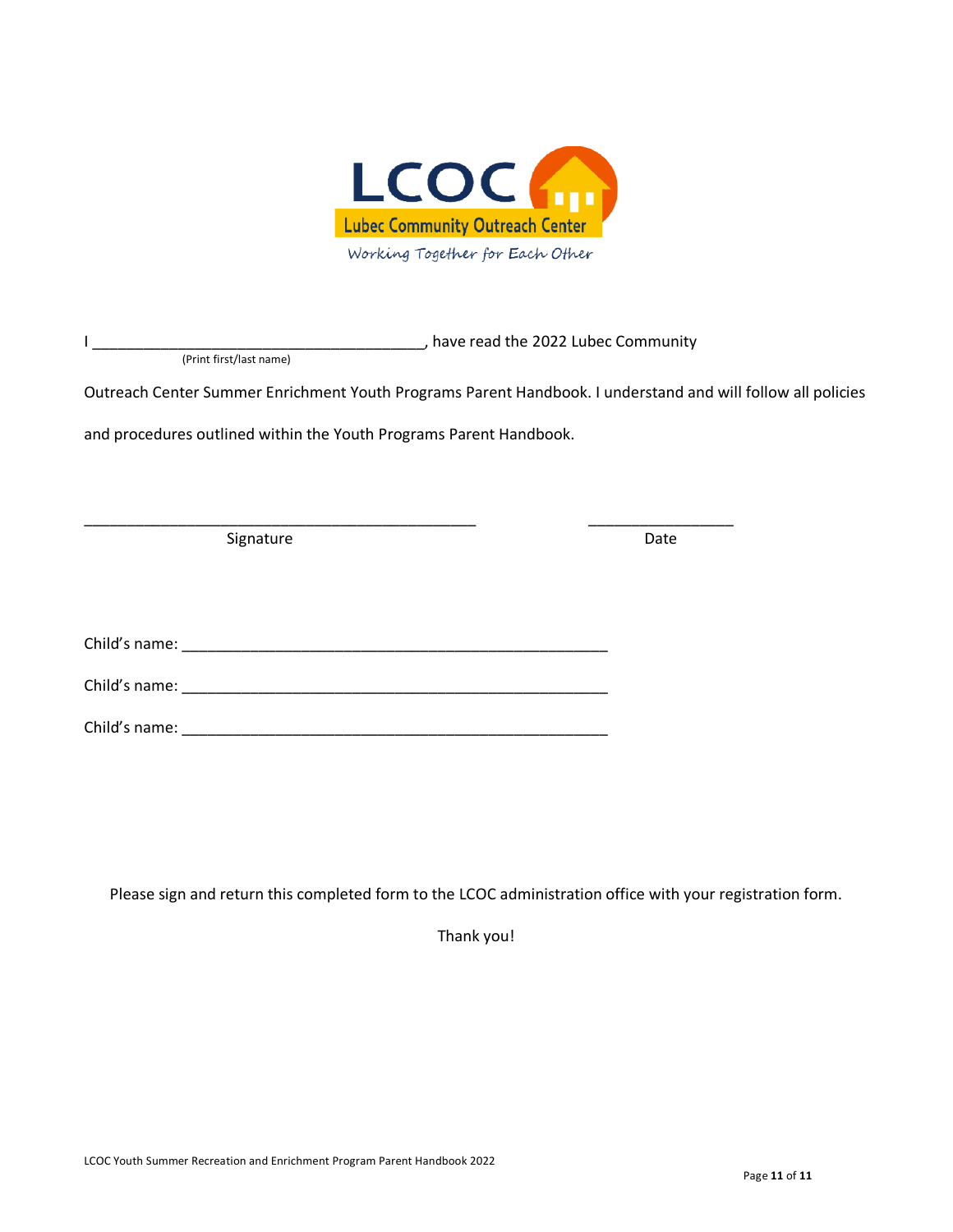LCOC

Lubec Community Outreach Center

Working Together for Each Other

I ________________________________________, have read the 2022 Lubec Community
(Print first/last name)

Outreach Center Summer Enrichment Youth Programs Parent Handbook. I understand and will follow all policies and procedures outlined within the Youth Programs Parent Handbook.

_______________________________________________ _________________

Signature Date

Child's name: ____________________________________________________

Child's name: ____________________________________________________

Child's name: ____________________________________________________

Please sign and return this completed form to the LCOC administration office with your registration form.

Thank you!